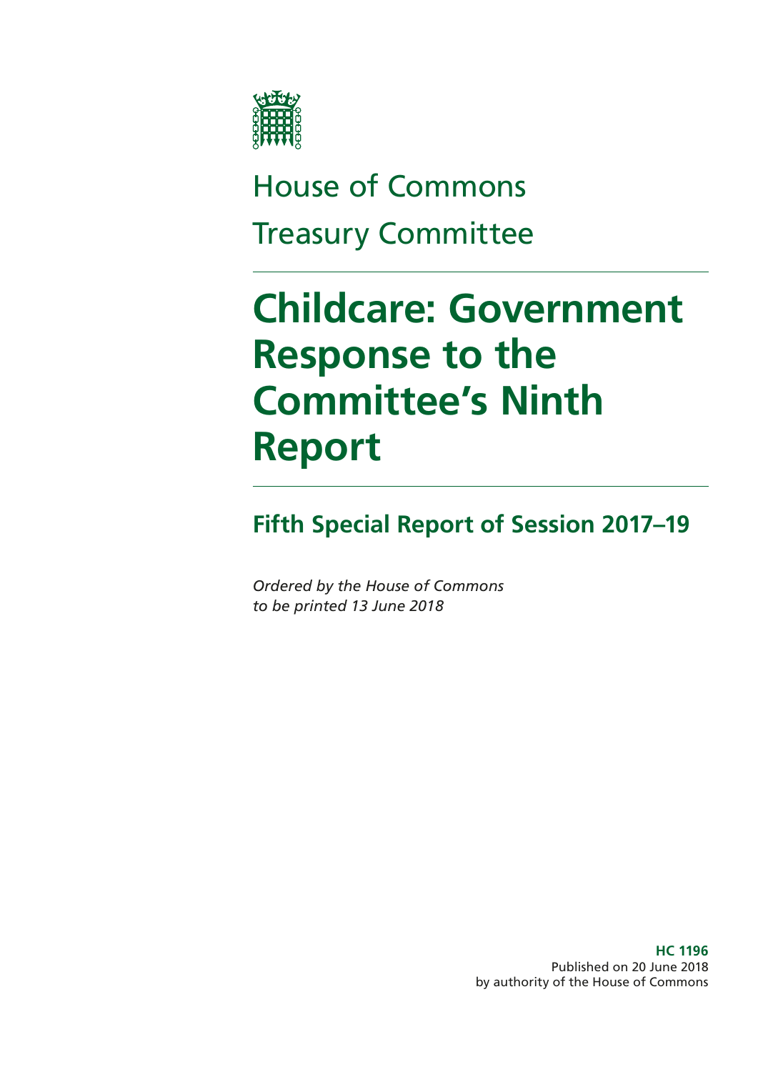House of Commons

Treasury Committee

# Childcare: Government Response to the Committee's Ninth Report

## Fifth Special Report of Session 2017–19

*Ordered by the House of Commons to be printed 13 June 2018*

**HC 1196**
Published on 20 June 2018
by authority of the House of Commons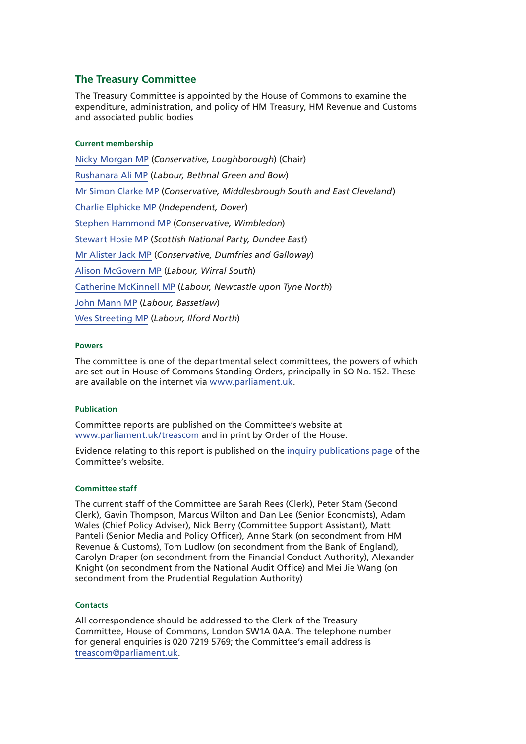## The Treasury Committee

The Treasury Committee is appointed by the House of Commons to examine the expenditure, administration, and policy of HM Treasury, HM Revenue and Customs and associated public bodies

### Current membership

Nicky Morgan MP (*Conservative, Loughborough*) (Chair)

Rushanara Ali MP (*Labour, Bethnal Green and Bow*)

Mr Simon Clarke MP (*Conservative, Middlesbrough South and East Cleveland*)

Charlie Elphicke MP (*Independent, Dover*)

Stephen Hammond MP (*Conservative, Wimbledon*)

Stewart Hosie MP (*Scottish National Party, Dundee East*)

Mr Alister Jack MP (*Conservative, Dumfries and Galloway*)

Alison McGovern MP (*Labour, Wirral South*)

Catherine McKinnell MP (*Labour, Newcastle upon Tyne North*)

John Mann MP (*Labour, Bassetlaw*)

Wes Streeting MP (*Labour, Ilford North*)

### Powers

The committee is one of the departmental select committees, the powers of which are set out in House of Commons Standing Orders, principally in SO No. 152. These are available on the internet via www.parliament.uk.

### Publication

Committee reports are published on the Committee's website at www.parliament.uk/treascom and in print by Order of the House.

Evidence relating to this report is published on the inquiry publications page of the Committee's website.

### Committee staff

The current staff of the Committee are Sarah Rees (Clerk), Peter Stam (Second Clerk), Gavin Thompson, Marcus Wilton and Dan Lee (Senior Economists), Adam Wales (Chief Policy Adviser), Nick Berry (Committee Support Assistant), Matt Panteli (Senior Media and Policy Officer), Anne Stark (on secondment from HM Revenue & Customs), Tom Ludlow (on secondment from the Bank of England), Carolyn Draper (on secondment from the Financial Conduct Authority), Alexander Knight (on secondment from the National Audit Office) and Mei Jie Wang (on secondment from the Prudential Regulation Authority)

### Contacts

All correspondence should be addressed to the Clerk of the Treasury Committee, House of Commons, London SW1A 0AA. The telephone number for general enquiries is 020 7219 5769; the Committee's email address is treascom@parliament.uk.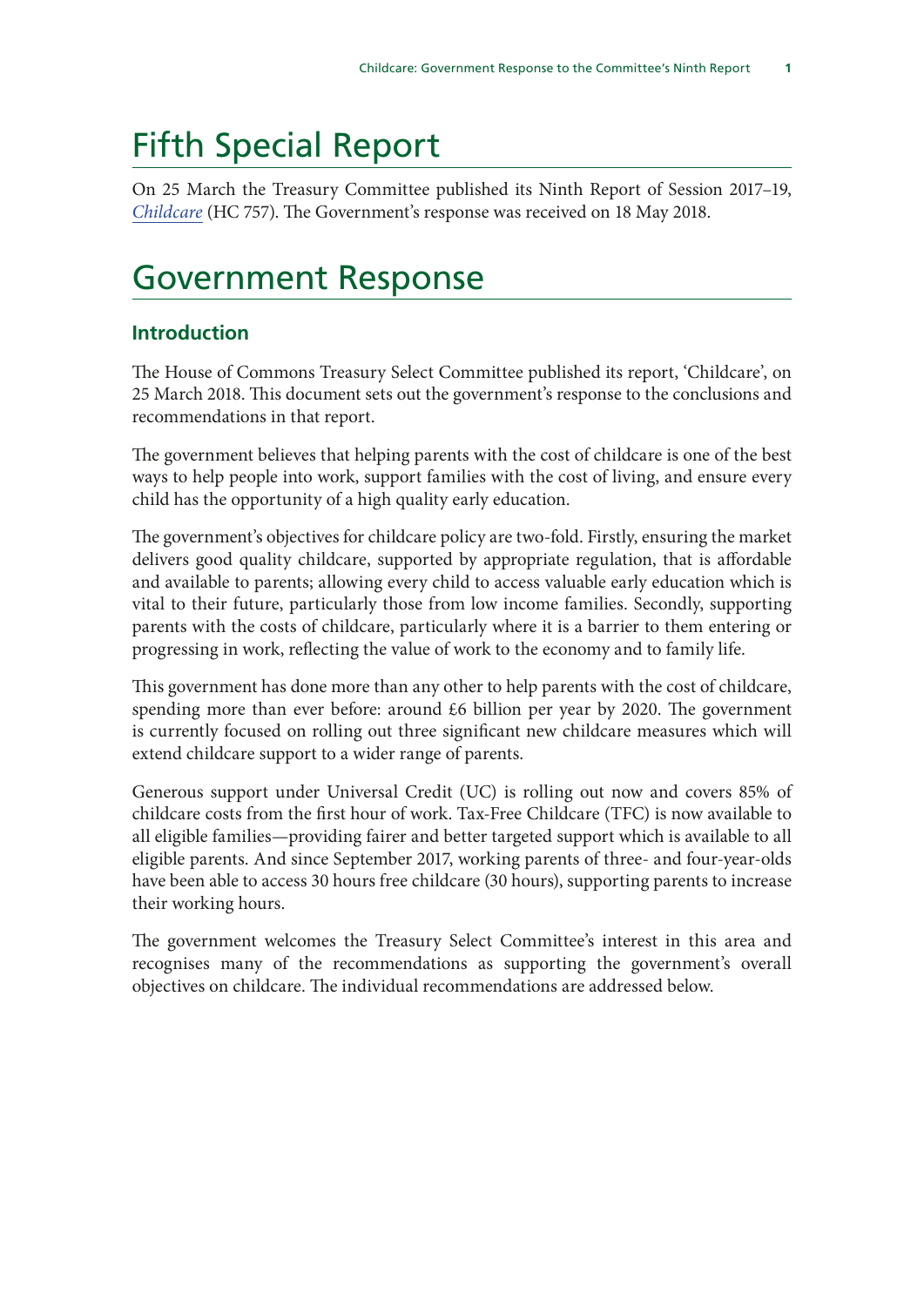# Fifth Special Report

On 25 March the Treasury Committee published its Ninth Report of Session 2017–19, *Childcare* (HC 757). The Government's response was received on 18 May 2018.

# Government Response

## Introduction

The House of Commons Treasury Select Committee published its report, 'Childcare', on 25 March 2018. This document sets out the government's response to the conclusions and recommendations in that report.

The government believes that helping parents with the cost of childcare is one of the best ways to help people into work, support families with the cost of living, and ensure every child has the opportunity of a high quality early education.

The government's objectives for childcare policy are two-fold. Firstly, ensuring the market delivers good quality childcare, supported by appropriate regulation, that is affordable and available to parents; allowing every child to access valuable early education which is vital to their future, particularly those from low income families. Secondly, supporting parents with the costs of childcare, particularly where it is a barrier to them entering or progressing in work, reflecting the value of work to the economy and to family life.

This government has done more than any other to help parents with the cost of childcare, spending more than ever before: around £6 billion per year by 2020. The government is currently focused on rolling out three significant new childcare measures which will extend childcare support to a wider range of parents.

Generous support under Universal Credit (UC) is rolling out now and covers 85% of childcare costs from the first hour of work. Tax-Free Childcare (TFC) is now available to all eligible families—providing fairer and better targeted support which is available to all eligible parents. And since September 2017, working parents of three- and four-year-olds have been able to access 30 hours free childcare (30 hours), supporting parents to increase their working hours.

The government welcomes the Treasury Select Committee's interest in this area and recognises many of the recommendations as supporting the government's overall objectives on childcare. The individual recommendations are addressed below.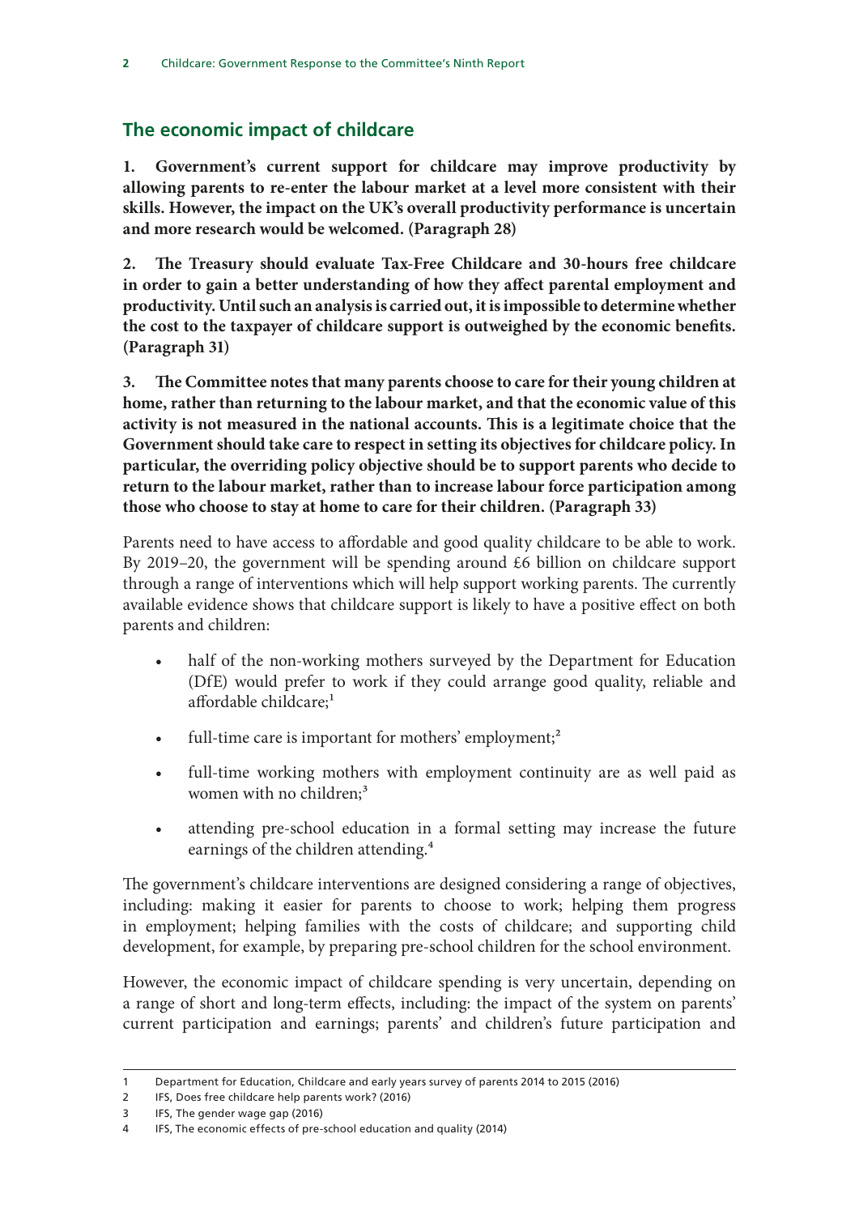## The economic impact of childcare

**1. Government's current support for childcare may improve productivity by allowing parents to re-enter the labour market at a level more consistent with their skills. However, the impact on the UK's overall productivity performance is uncertain and more research would be welcomed. (Paragraph 28)**

**2. The Treasury should evaluate Tax-Free Childcare and 30-hours free childcare in order to gain a better understanding of how they affect parental employment and productivity. Until such an analysis is carried out, it is impossible to determine whether the cost to the taxpayer of childcare support is outweighed by the economic benefits. (Paragraph 31)**

**3. The Committee notes that many parents choose to care for their young children at home, rather than returning to the labour market, and that the economic value of this activity is not measured in the national accounts. This is a legitimate choice that the Government should take care to respect in setting its objectives for childcare policy. In particular, the overriding policy objective should be to support parents who decide to return to the labour market, rather than to increase labour force participation among those who choose to stay at home to care for their children. (Paragraph 33)**

Parents need to have access to affordable and good quality childcare to be able to work. By 2019–20, the government will be spending around £6 billion on childcare support through a range of interventions which will help support working parents. The currently available evidence shows that childcare support is likely to have a positive effect on both parents and children:

- half of the non-working mothers surveyed by the Department for Education (DfE) would prefer to work if they could arrange good quality, reliable and affordable childcare;[1]
- full-time care is important for mothers' employment;[2]
- full-time working mothers with employment continuity are as well paid as women with no children;[3]
- attending pre-school education in a formal setting may increase the future earnings of the children attending.[4]

The government's childcare interventions are designed considering a range of objectives, including: making it easier for parents to choose to work; helping them progress in employment; helping families with the costs of childcare; and supporting child development, for example, by preparing pre-school children for the school environment.

However, the economic impact of childcare spending is very uncertain, depending on a range of short and long-term effects, including: the impact of the system on parents' current participation and earnings; parents' and children's future participation and

1 Department for Education, Childcare and early years survey of parents 2014 to 2015 (2016)

2 IFS, Does free childcare help parents work? (2016)

3 IFS, The gender wage gap (2016)

4 IFS, The economic effects of pre-school education and quality (2014)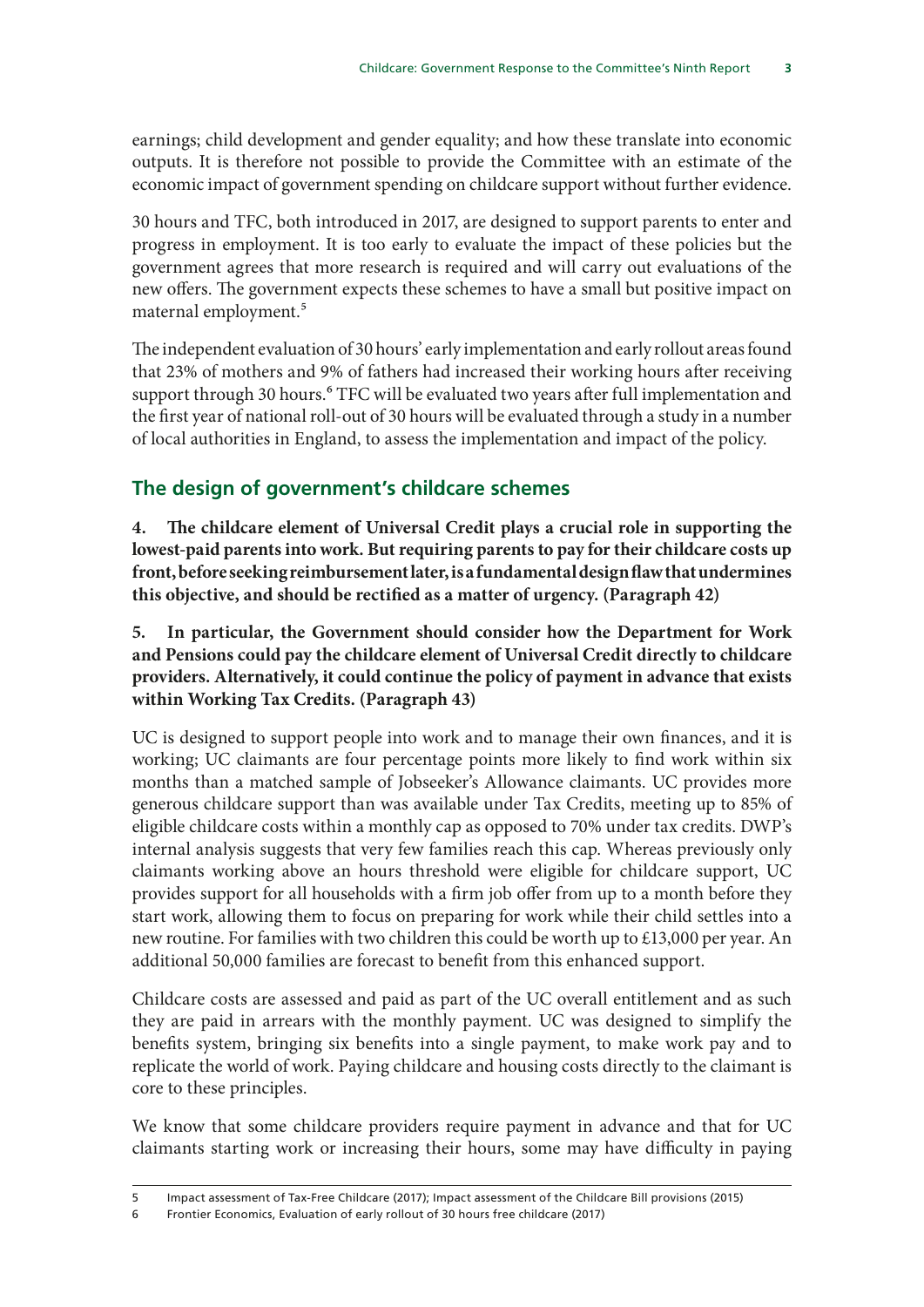earnings; child development and gender equality; and how these translate into economic outputs. It is therefore not possible to provide the Committee with an estimate of the economic impact of government spending on childcare support without further evidence.

30 hours and TFC, both introduced in 2017, are designed to support parents to enter and progress in employment. It is too early to evaluate the impact of these policies but the government agrees that more research is required and will carry out evaluations of the new offers. The government expects these schemes to have a small but positive impact on maternal employment.[5]

The independent evaluation of 30 hours' early implementation and early rollout areas found that 23% of mothers and 9% of fathers had increased their working hours after receiving support through 30 hours.[6] TFC will be evaluated two years after full implementation and the first year of national roll-out of 30 hours will be evaluated through a study in a number of local authorities in England, to assess the implementation and impact of the policy.

## The design of government's childcare schemes

**4. The childcare element of Universal Credit plays a crucial role in supporting the lowest-paid parents into work. But requiring parents to pay for their childcare costs up front, before seeking reimbursement later, is a fundamental design flaw that undermines this objective, and should be rectified as a matter of urgency. (Paragraph 42)**

**5. In particular, the Government should consider how the Department for Work and Pensions could pay the childcare element of Universal Credit directly to childcare providers. Alternatively, it could continue the policy of payment in advance that exists within Working Tax Credits. (Paragraph 43)**

UC is designed to support people into work and to manage their own finances, and it is working; UC claimants are four percentage points more likely to find work within six months than a matched sample of Jobseeker's Allowance claimants. UC provides more generous childcare support than was available under Tax Credits, meeting up to 85% of eligible childcare costs within a monthly cap as opposed to 70% under tax credits. DWP's internal analysis suggests that very few families reach this cap. Whereas previously only claimants working above an hours threshold were eligible for childcare support, UC provides support for all households with a firm job offer from up to a month before they start work, allowing them to focus on preparing for work while their child settles into a new routine. For families with two children this could be worth up to £13,000 per year. An additional 50,000 families are forecast to benefit from this enhanced support.

Childcare costs are assessed and paid as part of the UC overall entitlement and as such they are paid in arrears with the monthly payment. UC was designed to simplify the benefits system, bringing six benefits into a single payment, to make work pay and to replicate the world of work. Paying childcare and housing costs directly to the claimant is core to these principles.

We know that some childcare providers require payment in advance and that for UC claimants starting work or increasing their hours, some may have difficulty in paying

5 Impact assessment of Tax-Free Childcare (2017); Impact assessment of the Childcare Bill provisions (2015)

6 Frontier Economics, Evaluation of early rollout of 30 hours free childcare (2017)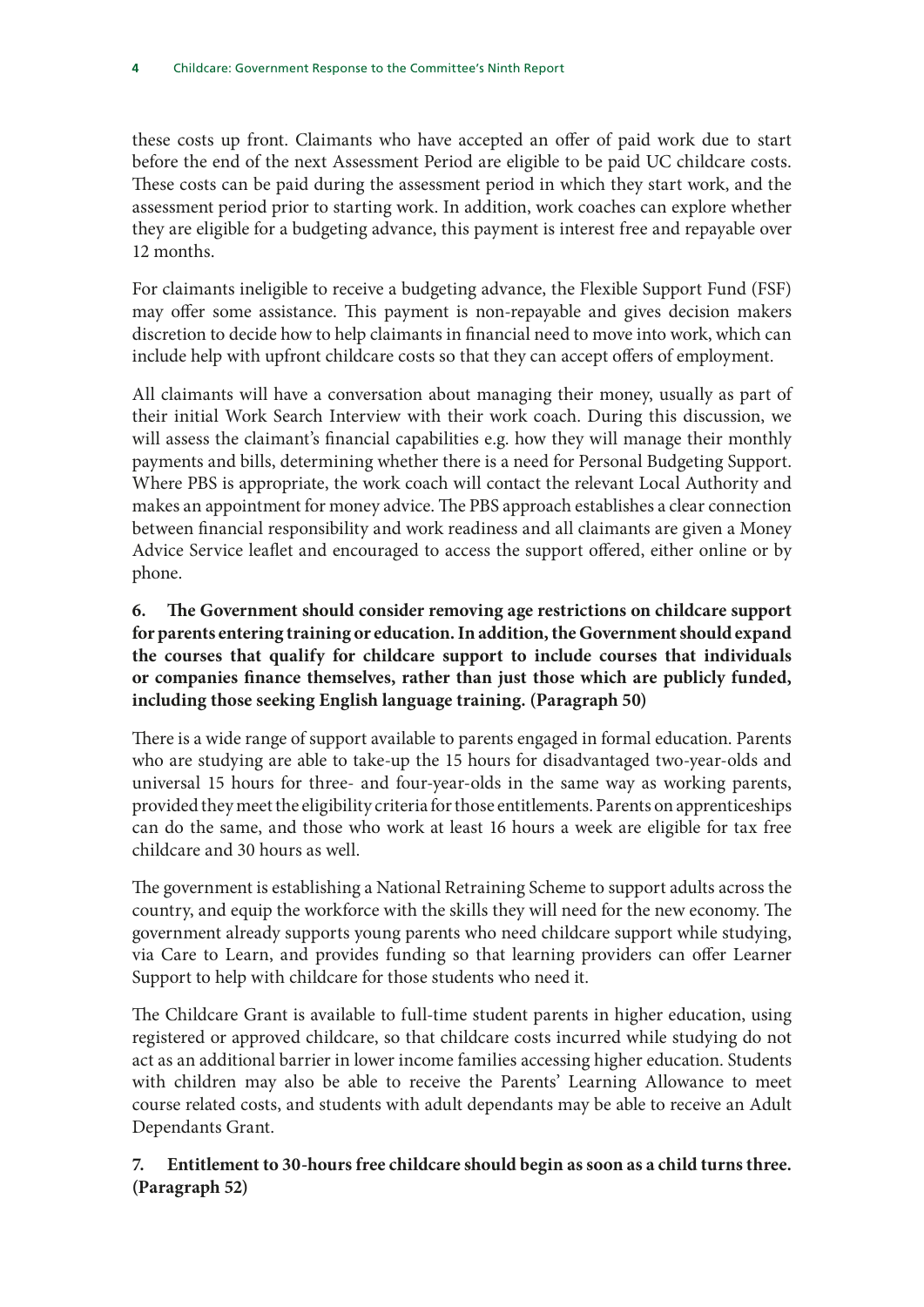these costs up front. Claimants who have accepted an offer of paid work due to start before the end of the next Assessment Period are eligible to be paid UC childcare costs. These costs can be paid during the assessment period in which they start work, and the assessment period prior to starting work. In addition, work coaches can explore whether they are eligible for a budgeting advance, this payment is interest free and repayable over 12 months.

For claimants ineligible to receive a budgeting advance, the Flexible Support Fund (FSF) may offer some assistance. This payment is non-repayable and gives decision makers discretion to decide how to help claimants in financial need to move into work, which can include help with upfront childcare costs so that they can accept offers of employment.

All claimants will have a conversation about managing their money, usually as part of their initial Work Search Interview with their work coach. During this discussion, we will assess the claimant's financial capabilities e.g. how they will manage their monthly payments and bills, determining whether there is a need for Personal Budgeting Support. Where PBS is appropriate, the work coach will contact the relevant Local Authority and makes an appointment for money advice. The PBS approach establishes a clear connection between financial responsibility and work readiness and all claimants are given a Money Advice Service leaflet and encouraged to access the support offered, either online or by phone.

**6. The Government should consider removing age restrictions on childcare support for parents entering training or education. In addition, the Government should expand the courses that qualify for childcare support to include courses that individuals or companies finance themselves, rather than just those which are publicly funded, including those seeking English language training. (Paragraph 50)**

There is a wide range of support available to parents engaged in formal education. Parents who are studying are able to take-up the 15 hours for disadvantaged two-year-olds and universal 15 hours for three- and four-year-olds in the same way as working parents, provided they meet the eligibility criteria for those entitlements. Parents on apprenticeships can do the same, and those who work at least 16 hours a week are eligible for tax free childcare and 30 hours as well.

The government is establishing a National Retraining Scheme to support adults across the country, and equip the workforce with the skills they will need for the new economy. The government already supports young parents who need childcare support while studying, via Care to Learn, and provides funding so that learning providers can offer Learner Support to help with childcare for those students who need it.

The Childcare Grant is available to full-time student parents in higher education, using registered or approved childcare, so that childcare costs incurred while studying do not act as an additional barrier in lower income families accessing higher education. Students with children may also be able to receive the Parents' Learning Allowance to meet course related costs, and students with adult dependants may be able to receive an Adult Dependants Grant.

**7. Entitlement to 30-hours free childcare should begin as soon as a child turns three. (Paragraph 52)**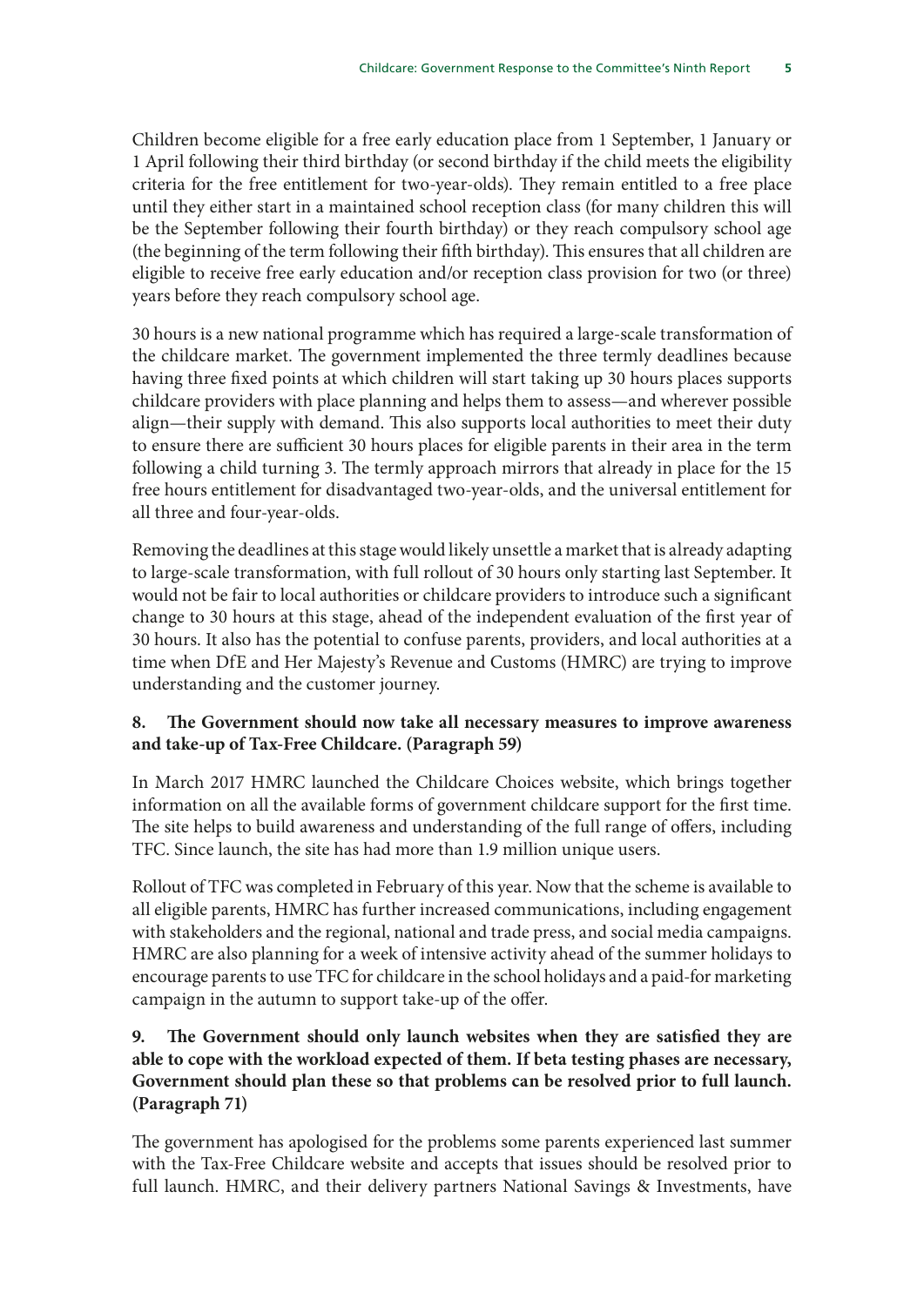Children become eligible for a free early education place from 1 September, 1 January or 1 April following their third birthday (or second birthday if the child meets the eligibility criteria for the free entitlement for two-year-olds). They remain entitled to a free place until they either start in a maintained school reception class (for many children this will be the September following their fourth birthday) or they reach compulsory school age (the beginning of the term following their fifth birthday). This ensures that all children are eligible to receive free early education and/or reception class provision for two (or three) years before they reach compulsory school age.

30 hours is a new national programme which has required a large-scale transformation of the childcare market. The government implemented the three termly deadlines because having three fixed points at which children will start taking up 30 hours places supports childcare providers with place planning and helps them to assess—and wherever possible align—their supply with demand. This also supports local authorities to meet their duty to ensure there are sufficient 30 hours places for eligible parents in their area in the term following a child turning 3. The termly approach mirrors that already in place for the 15 free hours entitlement for disadvantaged two-year-olds, and the universal entitlement for all three and four-year-olds.

Removing the deadlines at this stage would likely unsettle a market that is already adapting to large-scale transformation, with full rollout of 30 hours only starting last September. It would not be fair to local authorities or childcare providers to introduce such a significant change to 30 hours at this stage, ahead of the independent evaluation of the first year of 30 hours. It also has the potential to confuse parents, providers, and local authorities at a time when DfE and Her Majesty's Revenue and Customs (HMRC) are trying to improve understanding and the customer journey.

**8. The Government should now take all necessary measures to improve awareness and take-up of Tax-Free Childcare. (Paragraph 59)**

In March 2017 HMRC launched the Childcare Choices website, which brings together information on all the available forms of government childcare support for the first time. The site helps to build awareness and understanding of the full range of offers, including TFC. Since launch, the site has had more than 1.9 million unique users.

Rollout of TFC was completed in February of this year. Now that the scheme is available to all eligible parents, HMRC has further increased communications, including engagement with stakeholders and the regional, national and trade press, and social media campaigns. HMRC are also planning for a week of intensive activity ahead of the summer holidays to encourage parents to use TFC for childcare in the school holidays and a paid-for marketing campaign in the autumn to support take-up of the offer.

**9. The Government should only launch websites when they are satisfied they are able to cope with the workload expected of them. If beta testing phases are necessary, Government should plan these so that problems can be resolved prior to full launch. (Paragraph 71)**

The government has apologised for the problems some parents experienced last summer with the Tax-Free Childcare website and accepts that issues should be resolved prior to full launch. HMRC, and their delivery partners National Savings & Investments, have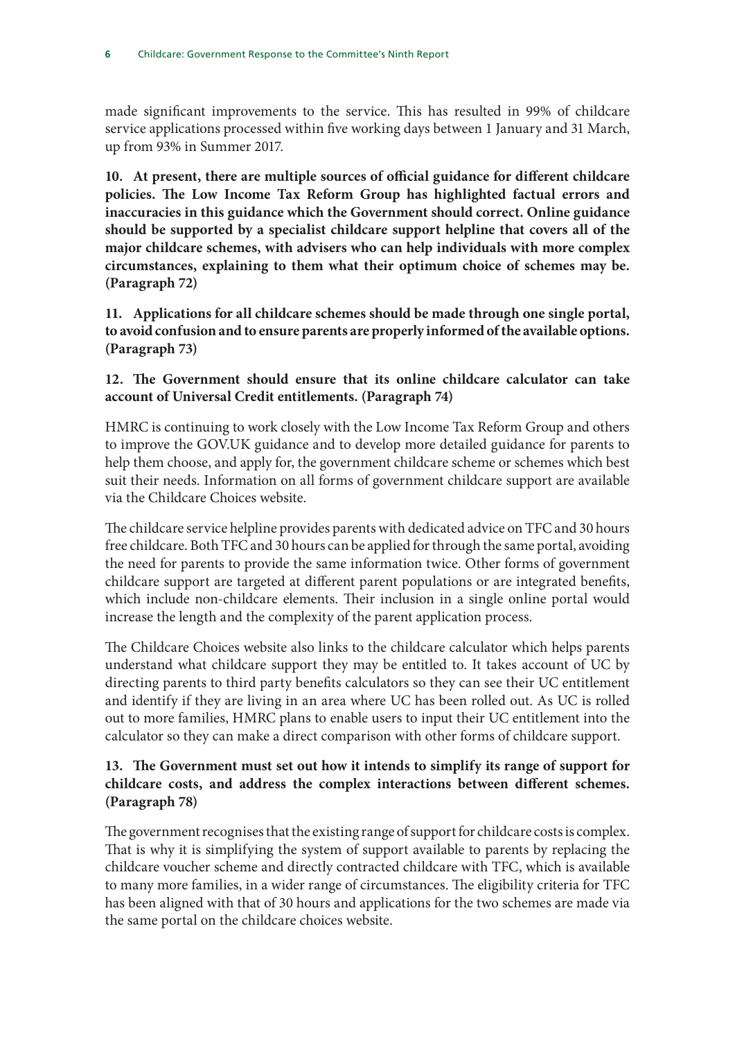made significant improvements to the service. This has resulted in 99% of childcare service applications processed within five working days between 1 January and 31 March, up from 93% in Summer 2017.

**10. At present, there are multiple sources of official guidance for different childcare policies. The Low Income Tax Reform Group has highlighted factual errors and inaccuracies in this guidance which the Government should correct. Online guidance should be supported by a specialist childcare support helpline that covers all of the major childcare schemes, with advisers who can help individuals with more complex circumstances, explaining to them what their optimum choice of schemes may be. (Paragraph 72)**

**11. Applications for all childcare schemes should be made through one single portal, to avoid confusion and to ensure parents are properly informed of the available options. (Paragraph 73)**

**12. The Government should ensure that its online childcare calculator can take account of Universal Credit entitlements. (Paragraph 74)**

HMRC is continuing to work closely with the Low Income Tax Reform Group and others to improve the GOV.UK guidance and to develop more detailed guidance for parents to help them choose, and apply for, the government childcare scheme or schemes which best suit their needs. Information on all forms of government childcare support are available via the Childcare Choices website.

The childcare service helpline provides parents with dedicated advice on TFC and 30 hours free childcare. Both TFC and 30 hours can be applied for through the same portal, avoiding the need for parents to provide the same information twice. Other forms of government childcare support are targeted at different parent populations or are integrated benefits, which include non-childcare elements. Their inclusion in a single online portal would increase the length and the complexity of the parent application process.

The Childcare Choices website also links to the childcare calculator which helps parents understand what childcare support they may be entitled to. It takes account of UC by directing parents to third party benefits calculators so they can see their UC entitlement and identify if they are living in an area where UC has been rolled out. As UC is rolled out to more families, HMRC plans to enable users to input their UC entitlement into the calculator so they can make a direct comparison with other forms of childcare support.

**13. The Government must set out how it intends to simplify its range of support for childcare costs, and address the complex interactions between different schemes. (Paragraph 78)**

The government recognises that the existing range of support for childcare costs is complex. That is why it is simplifying the system of support available to parents by replacing the childcare voucher scheme and directly contracted childcare with TFC, which is available to many more families, in a wider range of circumstances. The eligibility criteria for TFC has been aligned with that of 30 hours and applications for the two schemes are made via the same portal on the childcare choices website.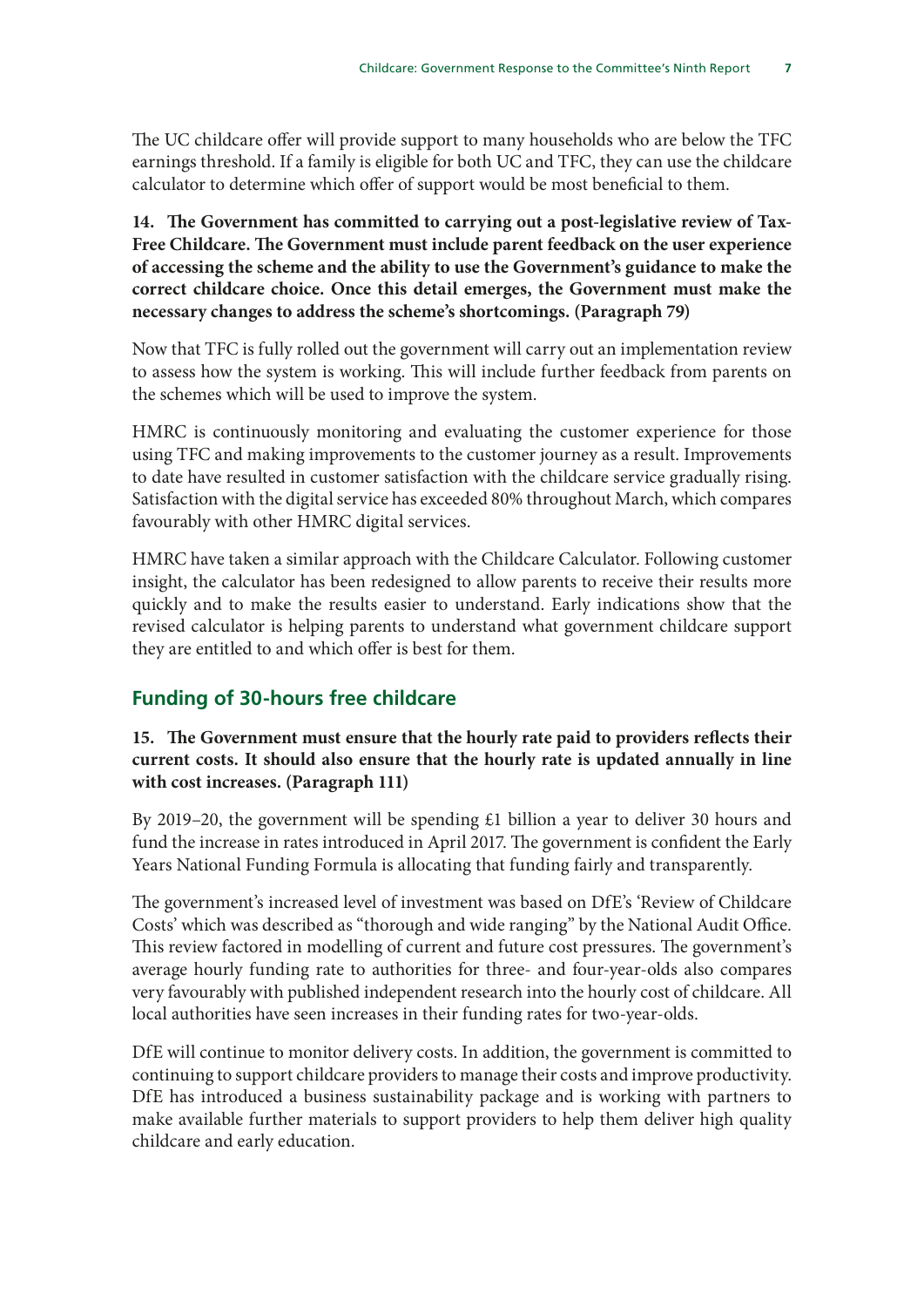The UC childcare offer will provide support to many households who are below the TFC earnings threshold. If a family is eligible for both UC and TFC, they can use the childcare calculator to determine which offer of support would be most beneficial to them.

**14. The Government has committed to carrying out a post-legislative review of Tax-Free Childcare. The Government must include parent feedback on the user experience of accessing the scheme and the ability to use the Government's guidance to make the correct childcare choice. Once this detail emerges, the Government must make the necessary changes to address the scheme's shortcomings. (Paragraph 79)**

Now that TFC is fully rolled out the government will carry out an implementation review to assess how the system is working. This will include further feedback from parents on the schemes which will be used to improve the system.

HMRC is continuously monitoring and evaluating the customer experience for those using TFC and making improvements to the customer journey as a result. Improvements to date have resulted in customer satisfaction with the childcare service gradually rising. Satisfaction with the digital service has exceeded 80% throughout March, which compares favourably with other HMRC digital services.

HMRC have taken a similar approach with the Childcare Calculator. Following customer insight, the calculator has been redesigned to allow parents to receive their results more quickly and to make the results easier to understand. Early indications show that the revised calculator is helping parents to understand what government childcare support they are entitled to and which offer is best for them.

## Funding of 30-hours free childcare

**15. The Government must ensure that the hourly rate paid to providers reflects their current costs. It should also ensure that the hourly rate is updated annually in line with cost increases. (Paragraph 111)**

By 2019–20, the government will be spending £1 billion a year to deliver 30 hours and fund the increase in rates introduced in April 2017. The government is confident the Early Years National Funding Formula is allocating that funding fairly and transparently.

The government's increased level of investment was based on DfE's 'Review of Childcare Costs' which was described as "thorough and wide ranging" by the National Audit Office. This review factored in modelling of current and future cost pressures. The government's average hourly funding rate to authorities for three- and four-year-olds also compares very favourably with published independent research into the hourly cost of childcare. All local authorities have seen increases in their funding rates for two-year-olds.

DfE will continue to monitor delivery costs. In addition, the government is committed to continuing to support childcare providers to manage their costs and improve productivity. DfE has introduced a business sustainability package and is working with partners to make available further materials to support providers to help them deliver high quality childcare and early education.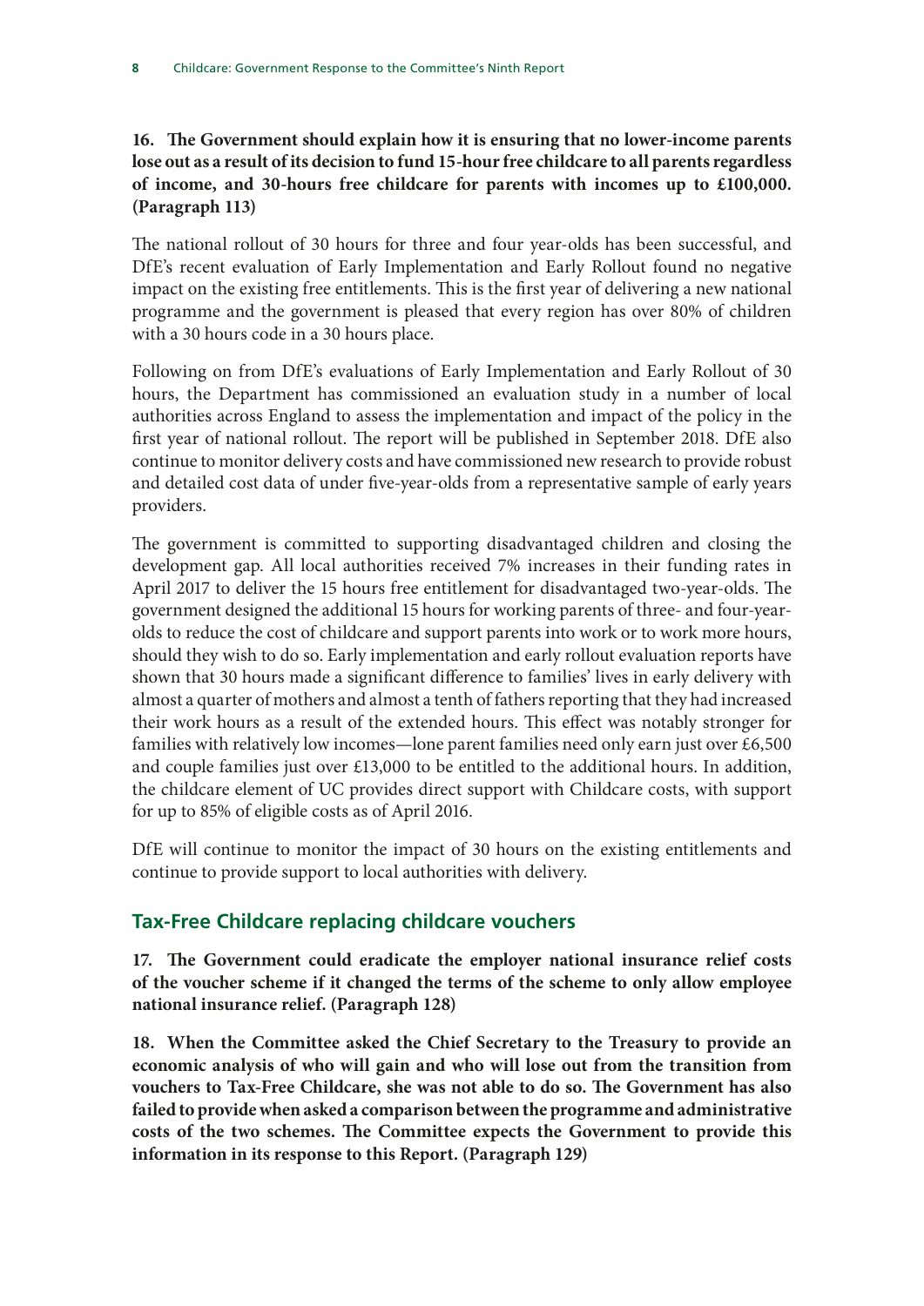**16. The Government should explain how it is ensuring that no lower-income parents lose out as a result of its decision to fund 15-hour free childcare to all parents regardless of income, and 30-hours free childcare for parents with incomes up to £100,000. (Paragraph 113)**

The national rollout of 30 hours for three and four year-olds has been successful, and DfE's recent evaluation of Early Implementation and Early Rollout found no negative impact on the existing free entitlements. This is the first year of delivering a new national programme and the government is pleased that every region has over 80% of children with a 30 hours code in a 30 hours place.

Following on from DfE's evaluations of Early Implementation and Early Rollout of 30 hours, the Department has commissioned an evaluation study in a number of local authorities across England to assess the implementation and impact of the policy in the first year of national rollout. The report will be published in September 2018. DfE also continue to monitor delivery costs and have commissioned new research to provide robust and detailed cost data of under five-year-olds from a representative sample of early years providers.

The government is committed to supporting disadvantaged children and closing the development gap. All local authorities received 7% increases in their funding rates in April 2017 to deliver the 15 hours free entitlement for disadvantaged two-year-olds. The government designed the additional 15 hours for working parents of three- and four-year-olds to reduce the cost of childcare and support parents into work or to work more hours, should they wish to do so. Early implementation and early rollout evaluation reports have shown that 30 hours made a significant difference to families' lives in early delivery with almost a quarter of mothers and almost a tenth of fathers reporting that they had increased their work hours as a result of the extended hours. This effect was notably stronger for families with relatively low incomes—lone parent families need only earn just over £6,500 and couple families just over £13,000 to be entitled to the additional hours. In addition, the childcare element of UC provides direct support with Childcare costs, with support for up to 85% of eligible costs as of April 2016.

DfE will continue to monitor the impact of 30 hours on the existing entitlements and continue to provide support to local authorities with delivery.

## Tax-Free Childcare replacing childcare vouchers

**17. The Government could eradicate the employer national insurance relief costs of the voucher scheme if it changed the terms of the scheme to only allow employee national insurance relief. (Paragraph 128)**

**18. When the Committee asked the Chief Secretary to the Treasury to provide an economic analysis of who will gain and who will lose out from the transition from vouchers to Tax-Free Childcare, she was not able to do so. The Government has also failed to provide when asked a comparison between the programme and administrative costs of the two schemes. The Committee expects the Government to provide this information in its response to this Report. (Paragraph 129)**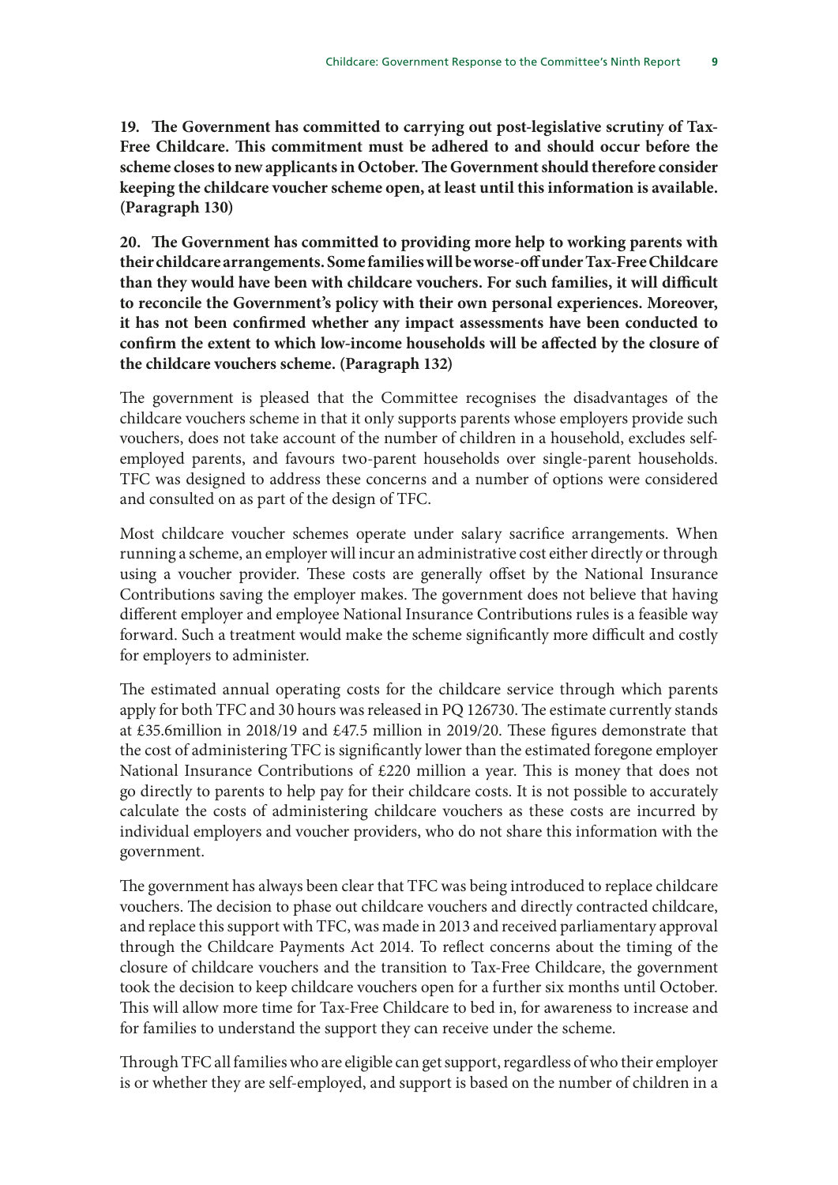**19. The Government has committed to carrying out post-legislative scrutiny of Tax-Free Childcare. This commitment must be adhered to and should occur before the scheme closes to new applicants in October. The Government should therefore consider keeping the childcare voucher scheme open, at least until this information is available. (Paragraph 130)**

**20. The Government has committed to providing more help to working parents with their childcare arrangements. Some families will be worse-off under Tax-Free Childcare than they would have been with childcare vouchers. For such families, it will difficult to reconcile the Government's policy with their own personal experiences. Moreover, it has not been confirmed whether any impact assessments have been conducted to confirm the extent to which low-income households will be affected by the closure of the childcare vouchers scheme. (Paragraph 132)**

The government is pleased that the Committee recognises the disadvantages of the childcare vouchers scheme in that it only supports parents whose employers provide such vouchers, does not take account of the number of children in a household, excludes self-employed parents, and favours two-parent households over single-parent households. TFC was designed to address these concerns and a number of options were considered and consulted on as part of the design of TFC.

Most childcare voucher schemes operate under salary sacrifice arrangements. When running a scheme, an employer will incur an administrative cost either directly or through using a voucher provider. These costs are generally offset by the National Insurance Contributions saving the employer makes. The government does not believe that having different employer and employee National Insurance Contributions rules is a feasible way forward. Such a treatment would make the scheme significantly more difficult and costly for employers to administer.

The estimated annual operating costs for the childcare service through which parents apply for both TFC and 30 hours was released in PQ 126730. The estimate currently stands at £35.6million in 2018/19 and £47.5 million in 2019/20. These figures demonstrate that the cost of administering TFC is significantly lower than the estimated foregone employer National Insurance Contributions of £220 million a year. This is money that does not go directly to parents to help pay for their childcare costs. It is not possible to accurately calculate the costs of administering childcare vouchers as these costs are incurred by individual employers and voucher providers, who do not share this information with the government.

The government has always been clear that TFC was being introduced to replace childcare vouchers. The decision to phase out childcare vouchers and directly contracted childcare, and replace this support with TFC, was made in 2013 and received parliamentary approval through the Childcare Payments Act 2014. To reflect concerns about the timing of the closure of childcare vouchers and the transition to Tax-Free Childcare, the government took the decision to keep childcare vouchers open for a further six months until October. This will allow more time for Tax-Free Childcare to bed in, for awareness to increase and for families to understand the support they can receive under the scheme.

Through TFC all families who are eligible can get support, regardless of who their employer is or whether they are self-employed, and support is based on the number of children in a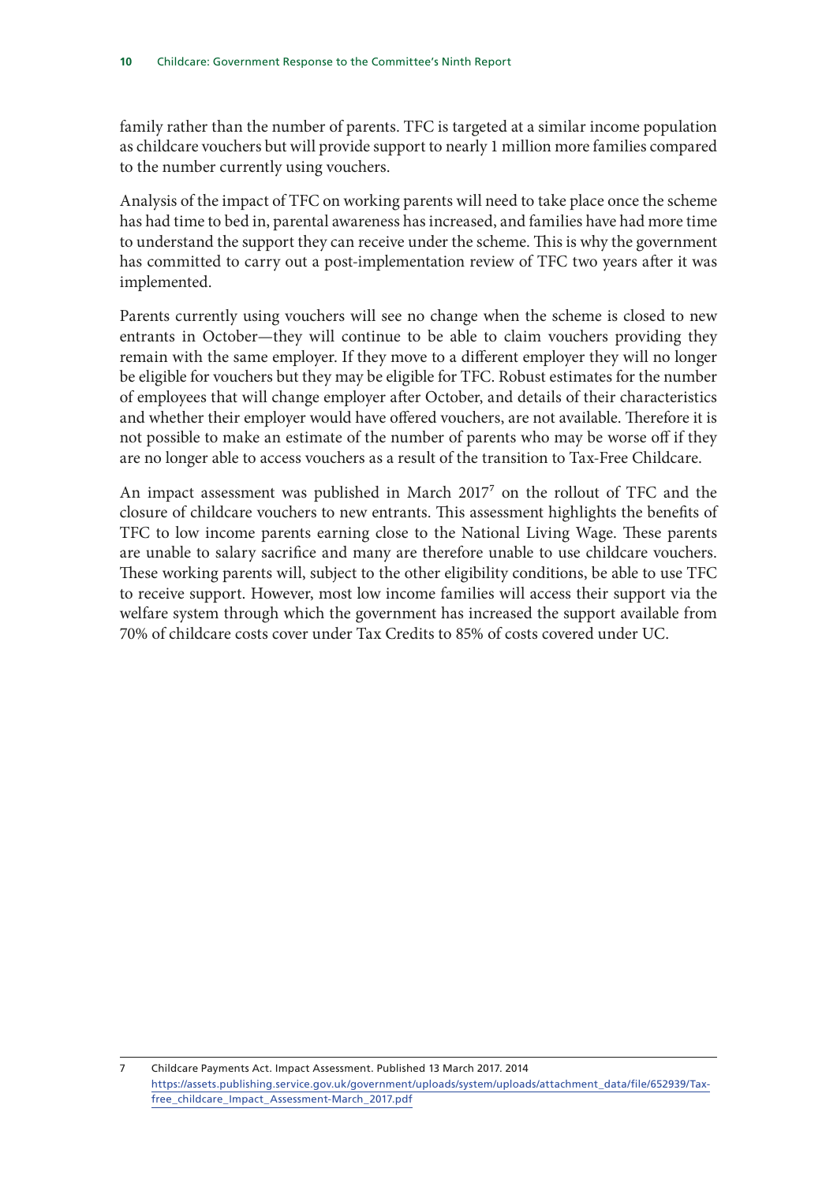family rather than the number of parents. TFC is targeted at a similar income population as childcare vouchers but will provide support to nearly 1 million more families compared to the number currently using vouchers.

Analysis of the impact of TFC on working parents will need to take place once the scheme has had time to bed in, parental awareness has increased, and families have had more time to understand the support they can receive under the scheme. This is why the government has committed to carry out a post-implementation review of TFC two years after it was implemented.

Parents currently using vouchers will see no change when the scheme is closed to new entrants in October—they will continue to be able to claim vouchers providing they remain with the same employer. If they move to a different employer they will no longer be eligible for vouchers but they may be eligible for TFC. Robust estimates for the number of employees that will change employer after October, and details of their characteristics and whether their employer would have offered vouchers, are not available. Therefore it is not possible to make an estimate of the number of parents who may be worse off if they are no longer able to access vouchers as a result of the transition to Tax-Free Childcare.

An impact assessment was published in March 2017[7] on the rollout of TFC and the closure of childcare vouchers to new entrants. This assessment highlights the benefits of TFC to low income parents earning close to the National Living Wage. These parents are unable to salary sacrifice and many are therefore unable to use childcare vouchers. These working parents will, subject to the other eligibility conditions, be able to use TFC to receive support. However, most low income families will access their support via the welfare system through which the government has increased the support available from 70% of childcare costs cover under Tax Credits to 85% of costs covered under UC.

---

7 Childcare Payments Act. Impact Assessment. Published 13 March 2017. 2014 https://assets.publishing.service.gov.uk/government/uploads/system/uploads/attachment_data/file/652939/Tax-free_childcare_Impact_Assessment-March_2017.pdf